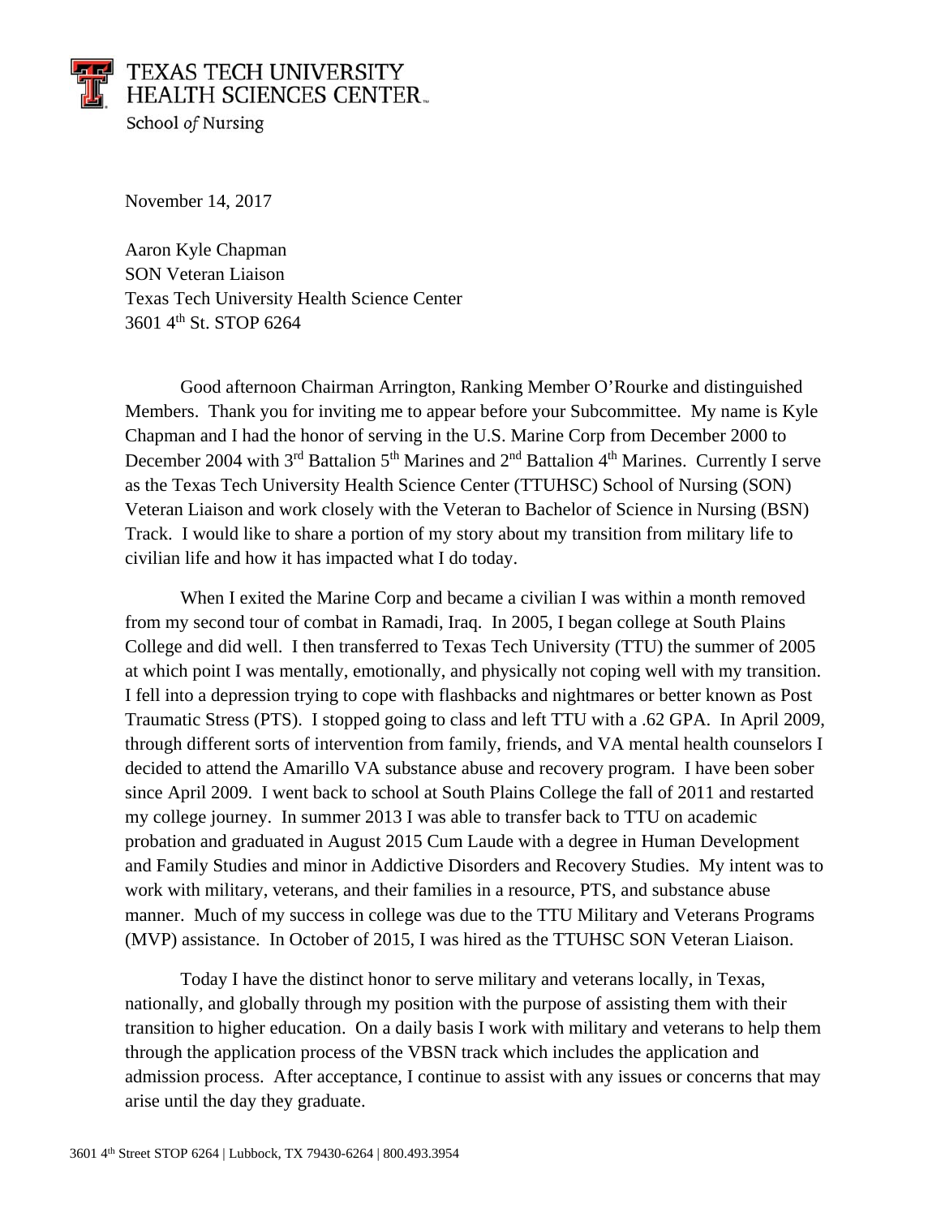TEXAS TECH UNIVERSITY
HEALTH SCIENCES CENTER
School *of* Nursing

November 14, 2017

Aaron Kyle Chapman
SON Veteran Liaison
Texas Tech University Health Science Center
3601 4th St. STOP 6264

Good afternoon Chairman Arrington, Ranking Member O'Rourke and distinguished Members. Thank you for inviting me to appear before your Subcommittee. My name is Kyle Chapman and I had the honor of serving in the U.S. Marine Corp from December 2000 to December 2004 with 3rd Battalion 5th Marines and 2nd Battalion 4th Marines. Currently I serve as the Texas Tech University Health Science Center (TTUHSC) School of Nursing (SON) Veteran Liaison and work closely with the Veteran to Bachelor of Science in Nursing (BSN) Track. I would like to share a portion of my story about my transition from military life to civilian life and how it has impacted what I do today.

When I exited the Marine Corp and became a civilian I was within a month removed from my second tour of combat in Ramadi, Iraq. In 2005, I began college at South Plains College and did well. I then transferred to Texas Tech University (TTU) the summer of 2005 at which point I was mentally, emotionally, and physically not coping well with my transition. I fell into a depression trying to cope with flashbacks and nightmares or better known as Post Traumatic Stress (PTS). I stopped going to class and left TTU with a .62 GPA. In April 2009, through different sorts of intervention from family, friends, and VA mental health counselors I decided to attend the Amarillo VA substance abuse and recovery program. I have been sober since April 2009. I went back to school at South Plains College the fall of 2011 and restarted my college journey. In summer 2013 I was able to transfer back to TTU on academic probation and graduated in August 2015 Cum Laude with a degree in Human Development and Family Studies and minor in Addictive Disorders and Recovery Studies. My intent was to work with military, veterans, and their families in a resource, PTS, and substance abuse manner. Much of my success in college was due to the TTU Military and Veterans Programs (MVP) assistance. In October of 2015, I was hired as the TTUHSC SON Veteran Liaison.

Today I have the distinct honor to serve military and veterans locally, in Texas, nationally, and globally through my position with the purpose of assisting them with their transition to higher education. On a daily basis I work with military and veterans to help them through the application process of the VBSN track which includes the application and admission process. After acceptance, I continue to assist with any issues or concerns that may arise until the day they graduate.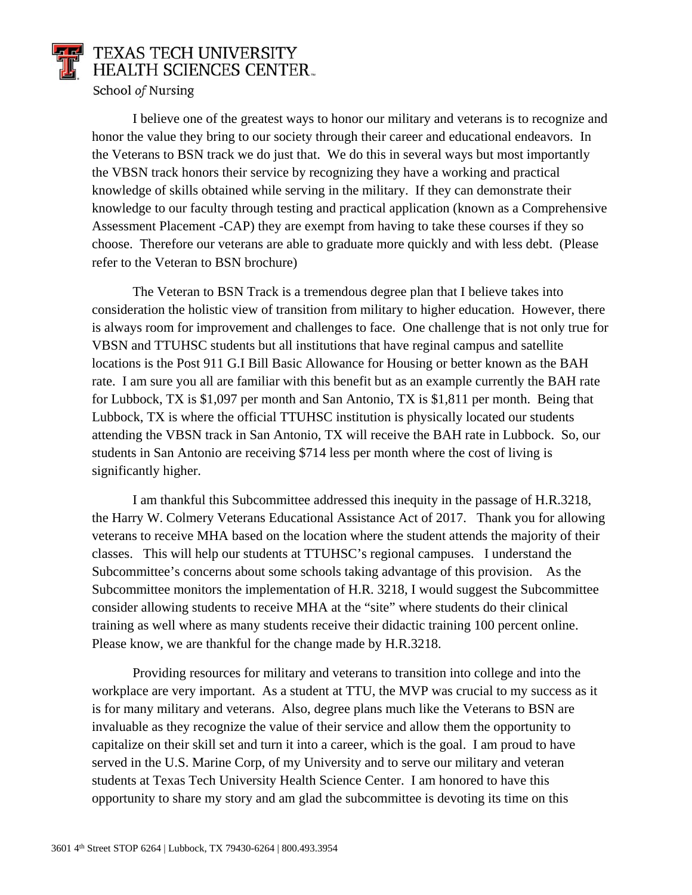I believe one of the greatest ways to honor our military and veterans is to recognize and honor the value they bring to our society through their career and educational endeavors. In the Veterans to BSN track we do just that. We do this in several ways but most importantly the VBSN track honors their service by recognizing they have a working and practical knowledge of skills obtained while serving in the military. If they can demonstrate their knowledge to our faculty through testing and practical application (known as a Comprehensive Assessment Placement -CAP) they are exempt from having to take these courses if they so choose. Therefore our veterans are able to graduate more quickly and with less debt. (Please refer to the Veteran to BSN brochure)

The Veteran to BSN Track is a tremendous degree plan that I believe takes into consideration the holistic view of transition from military to higher education. However, there is always room for improvement and challenges to face. One challenge that is not only true for VBSN and TTUHSC students but all institutions that have reginal campus and satellite locations is the Post 911 G.I Bill Basic Allowance for Housing or better known as the BAH rate. I am sure you all are familiar with this benefit but as an example currently the BAH rate for Lubbock, TX is $1,097 per month and San Antonio, TX is $1,811 per month. Being that Lubbock, TX is where the official TTUHSC institution is physically located our students attending the VBSN track in San Antonio, TX will receive the BAH rate in Lubbock. So, our students in San Antonio are receiving $714 less per month where the cost of living is significantly higher.

I am thankful this Subcommittee addressed this inequity in the passage of H.R.3218, the Harry W. Colmery Veterans Educational Assistance Act of 2017. Thank you for allowing veterans to receive MHA based on the location where the student attends the majority of their classes. This will help our students at TTUHSC's regional campuses. I understand the Subcommittee's concerns about some schools taking advantage of this provision. As the Subcommittee monitors the implementation of H.R. 3218, I would suggest the Subcommittee consider allowing students to receive MHA at the "site" where students do their clinical training as well where as many students receive their didactic training 100 percent online. Please know, we are thankful for the change made by H.R.3218.

Providing resources for military and veterans to transition into college and into the workplace are very important. As a student at TTU, the MVP was crucial to my success as it is for many military and veterans. Also, degree plans much like the Veterans to BSN are invaluable as they recognize the value of their service and allow them the opportunity to capitalize on their skill set and turn it into a career, which is the goal. I am proud to have served in the U.S. Marine Corp, of my University and to serve our military and veteran students at Texas Tech University Health Science Center. I am honored to have this opportunity to share my story and am glad the subcommittee is devoting its time on this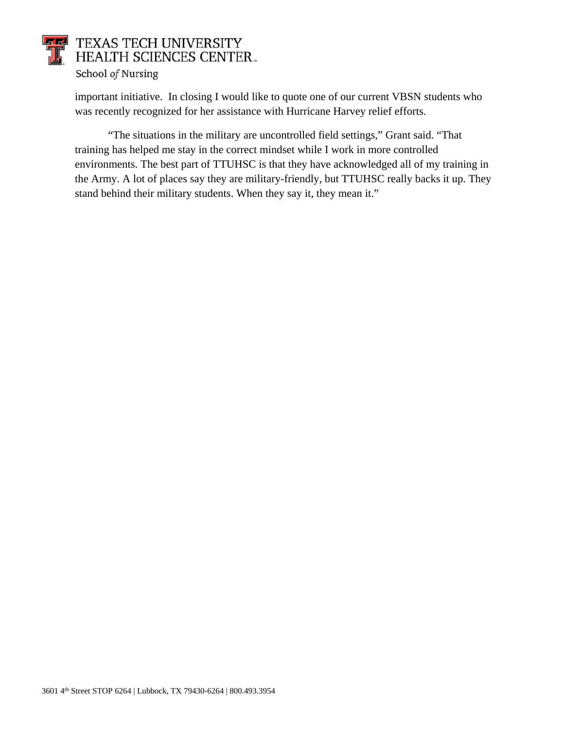important initiative. In closing I would like to quote one of our current VBSN students who was recently recognized for her assistance with Hurricane Harvey relief efforts.

"The situations in the military are uncontrolled field settings," Grant said. "That training has helped me stay in the correct mindset while I work in more controlled environments. The best part of TTUHSC is that they have acknowledged all of my training in the Army. A lot of places say they are military-friendly, but TTUHSC really backs it up. They stand behind their military students. When they say it, they mean it."